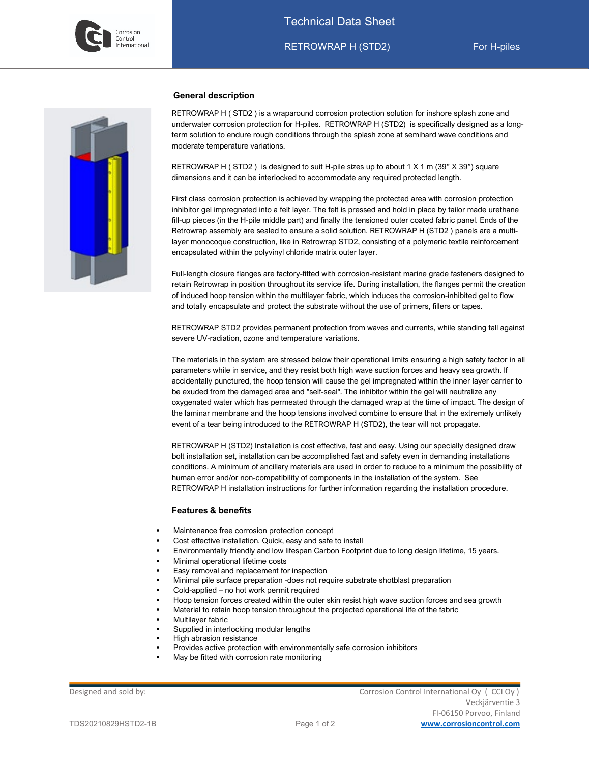# Technical Data Sheet

RETROWRAP H (STD2) — For H-piles

## General description

RETROWRAP H ( STD2 ) is a wraparound corrosion protection solution for inshore splash zone and underwater corrosion protection for H-piles. RETROWRAP H (STD2) is specifically designed as a long-term solution to endure rough conditions through the splash zone at semihard wave conditions and moderate temperature variations.

RETROWRAP H ( STD2 ) is designed to suit H-pile sizes up to about 1 X 1 m (39" X 39") square dimensions and it can be interlocked to accommodate any required protected length.

First class corrosion protection is achieved by wrapping the protected area with corrosion protection inhibitor gel impregnated into a felt layer. The felt is pressed and hold in place by tailor made urethane fill-up pieces (in the H-pile middle part) and finally the tensioned outer coated fabric panel. Ends of the Retrowrap assembly are sealed to ensure a solid solution. RETROWRAP H (STD2 ) panels are a multi-layer monocoque construction, like in Retrowrap STD2, consisting of a polymeric textile reinforcement encapsulated within the polyvinyl chloride matrix outer layer.

Full-length closure flanges are factory-fitted with corrosion-resistant marine grade fasteners designed to retain Retrowrap in position throughout its service life. During installation, the flanges permit the creation of induced hoop tension within the multilayer fabric, which induces the corrosion-inhibited gel to flow and totally encapsulate and protect the substrate without the use of primers, fillers or tapes.

RETROWRAP STD2 provides permanent protection from waves and currents, while standing tall against severe UV-radiation, ozone and temperature variations.

The materials in the system are stressed below their operational limits ensuring a high safety factor in all parameters while in service, and they resist both high wave suction forces and heavy sea growth. If accidentally punctured, the hoop tension will cause the gel impregnated within the inner layer carrier to be exuded from the damaged area and "self-seal". The inhibitor within the gel will neutralize any oxygenated water which has permeated through the damaged wrap at the time of impact. The design of the laminar membrane and the hoop tensions involved combine to ensure that in the extremely unlikely event of a tear being introduced to the RETROWRAP H (STD2), the tear will not propagate.

RETROWRAP H (STD2) Installation is cost effective, fast and easy. Using our specially designed draw bolt installation set, installation can be accomplished fast and safety even in demanding installations conditions. A minimum of ancillary materials are used in order to reduce to a minimum the possibility of human error and/or non-compatibility of components in the installation of the system. See RETROWRAP H installation instructions for further information regarding the installation procedure.

## Features & benefits

- Maintenance free corrosion protection concept
- Cost effective installation. Quick, easy and safe to install
- Environmentally friendly and low lifespan Carbon Footprint due to long design lifetime, 15 years.
- Minimal operational lifetime costs
- Easy removal and replacement for inspection
- Minimal pile surface preparation -does not require substrate shotblast preparation
- Cold-applied – no hot work permit required
- Hoop tension forces created within the outer skin resist high wave suction forces and sea growth
- Material to retain hoop tension throughout the projected operational life of the fabric
- Multilayer fabric
- Supplied in interlocking modular lengths
- High abrasion resistance
- Provides active protection with environmentally safe corrosion inhibitors
- May be fitted with corrosion rate monitoring

Designed and sold by: Corrosion Control International Oy ( CCI Oy ), Veckjärventie 3, FI-06150 Porvoo, Finland, www.corrosioncontrol.com

TDS20210829HSTD2-1B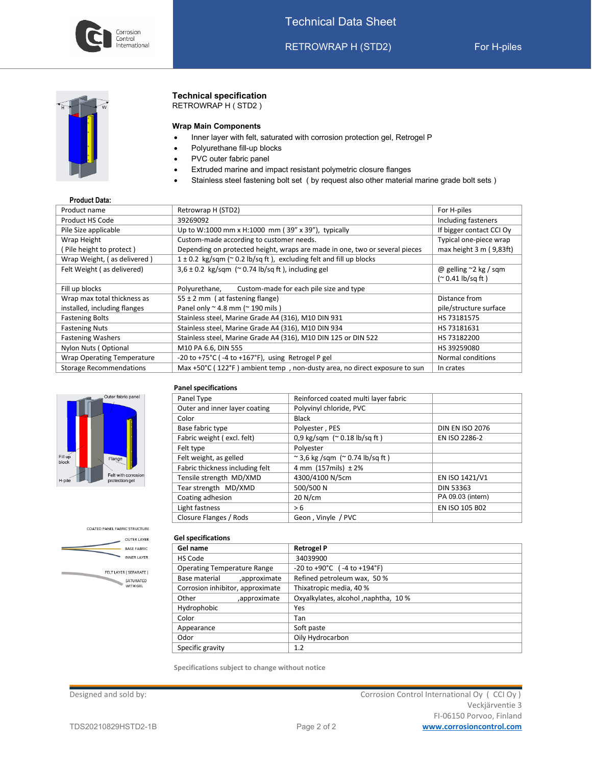# Technical Data Sheet

RETROWRAP H (STD2) For H-piles

## Technical specification

RETROWRAP H ( STD2 )

### Wrap Main Components

- Inner layer with felt, saturated with corrosion protection gel, Retrogel P
- Polyurethane fill-up blocks
- PVC outer fabric panel
- Extruded marine and impact resistant polymetric closure flanges
- Stainless steel fastening bolt set ( by request also other material marine grade bolt sets )

**Product Data:**

| | | |
|---|---|---|
| Product name | Retrowrap H (STD2) | For H-piles |
| Product HS Code | 39269092 | Including fasteners |
| Pile Size applicable | Up to W:1000 mm x H:1000 mm ( 39” x 39”), typically | If bigger contact CCI Oy |
| Wrap Height ( Pile height to protect ) | Custom-made according to customer needs. Depending on protected height, wraps are made in one, two or several pieces | Typical one-piece wrap max height 3 m ( 9,83ft) |
| Wrap Weight, ( as delivered ) | 1 ± 0.2 kg/sqm (~ 0.2 lb/sq ft ), excluding felt and fill up blocks | |
| Felt Weight ( as delivered) | 3,6 ± 0.2 kg/sqm (~ 0.74 lb/sq ft ), including gel | @ gelling ~2 kg / sqm (~ 0.41 lb/sq ft ) |
| Fill up blocks | Polyurethane, Custom-made for each pile size and type | |
| Wrap max total thickness as installed, including flanges | 55 ± 2 mm ( at fastening flange) Panel only ~ 4.8 mm (~ 190 mils ) | Distance from pile/structure surface |
| Fastening Bolts | Stainless steel, Marine Grade A4 (316), M10 DIN 931 | HS 73181575 |
| Fastening Nuts | Stainless steel, Marine Grade A4 (316), M10 DIN 934 | HS 73181631 |
| Fastening Washers | Stainless steel, Marine Grade A4 (316), M10 DIN 125 or DIN 522 | HS 73182200 |
| Nylon Nuts ( Optional | M10 PA 6.6, DIN 555 | HS 39259080 |
| Wrap Operating Temperature | -20 to +75°C ( -4 to +167°F), using Retrogel P gel | Normal conditions |
| Storage Recommendations | Max +50°C ( 122°F ) ambient temp , non-dusty area, no direct exposure to sun | In crates |

Outer fabric panel
Fill up block
Flange
Felt with corrosion protection gel
H-pile

**Panel specifications**

| | | |
|---|---|---|
| Panel Type | Reinforced coated multi layer fabric | |
| Outer and inner layer coating | Polyvinyl chloride, PVC | |
| Color | Black | |
| Base fabric type | Polyester , PES | DIN EN ISO 2076 |
| Fabric weight ( excl. felt) | 0,9 kg/sqm (~ 0.18 lb/sq ft ) | EN ISO 2286-2 |
| Felt type | Polyester | |
| Felt weight, as gelled | ~ 3,6 kg /sqm (~ 0.74 lb/sq ft ) | |
| Fabric thickness including felt | 4 mm (157mils) ± 2% | |
| Tensile strength MD/XMD | 4300/4100 N/5cm | EN ISO 1421/V1 |
| Tear strength MD/XMD | 500/500 N | DIN 53363 |
| Coating adhesion | 20 N/cm | PA 09.03 (intern) |
| Light fastness | > 6 | EN ISO 105 B02 |
| Closure Flanges / Rods | Geon , Vinyle / PVC | |

COATED PANEL FABRIC STRUCTURE
OUTER LAYER
BASE FABRIC
INNER LAYER
FELT LAYER ( SEPARATE )
SATURATED WITH GEL

**Gel specifications**

| **Gel name** | **Retrogel P** |
|---|---|
| HS Code | 34039900 |
| Operating Temperature Range | -20 to +90°C ( -4 to +194°F) |
| Base material ,approximate | Refined petroleum wax, 50 % |
| Corrosion inhibitor, approximate | Thixatropic media, 40 % |
| Other ,approximate | Oxyalkylates, alcohol ,naphtha, 10 % |
| Hydrophobic | Yes |
| Color | Tan |
| Appearance | Soft paste |
| Odor | Oily Hydrocarbon |
| Specific gravity | 1.2 |

Specifications subject to change without notice

Designed and sold by:

Corrosion Control International Oy ( CCI Oy )
Veckjärventie 3
FI-06150 Porvoo, Finland
www.corrosioncontrol.com

TDS20210829HSTD2-1B